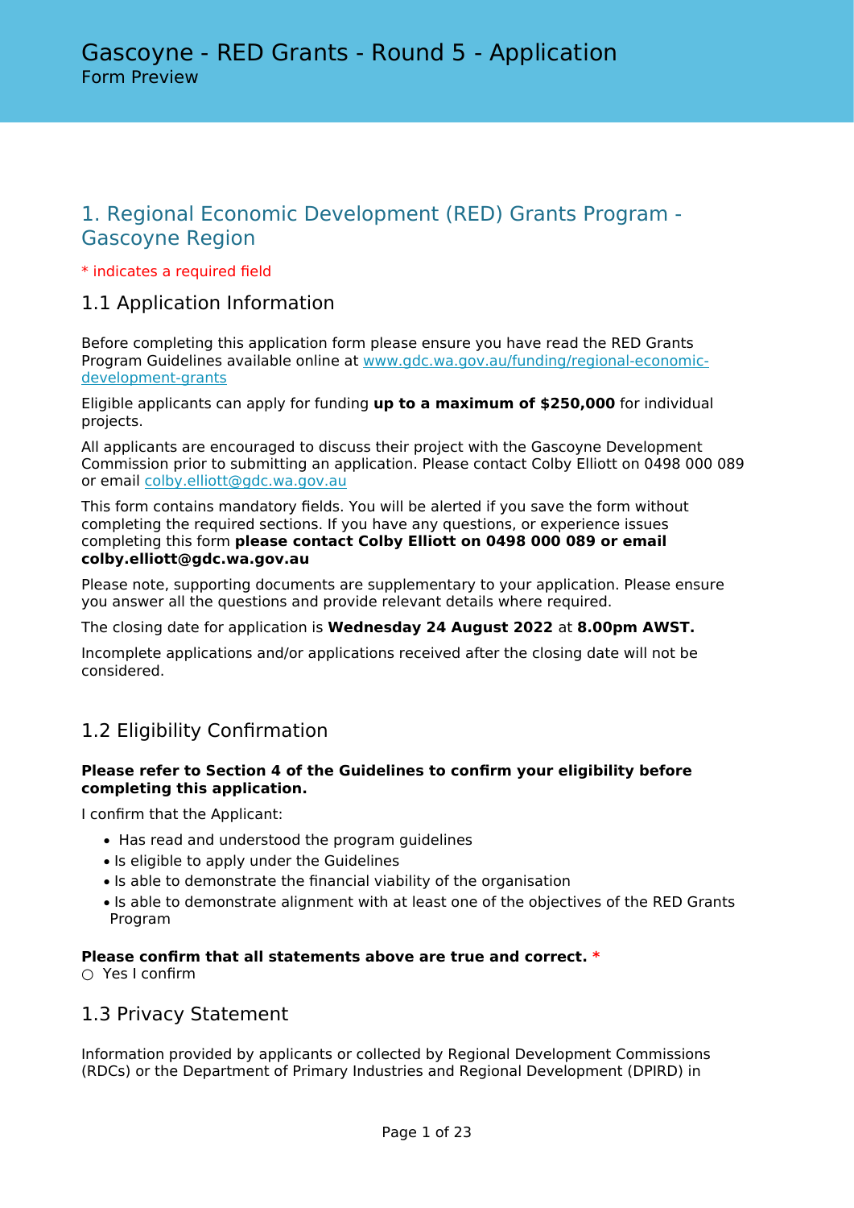# Gascoyne - RED Grants - Round 5 - Application

Form Preview

## 1. Regional Economic Development (RED) Grants Program - Gascoyne Region

* indicates a required field

### 1.1 Application Information

Before completing this application form please ensure you have read the RED Grants Program Guidelines available online at [www.gdc.wa.gov.au/funding/regional-economic-development-grants](www.gdc.wa.gov.au/funding/regional-economic-development-grants)

Eligible applicants can apply for funding **up to a maximum of $250,000** for individual projects.

All applicants are encouraged to discuss their project with the Gascoyne Development Commission prior to submitting an application. Please contact Colby Elliott on 0498 000 089 or email [colby.elliott@gdc.wa.gov.au](mailto:colby.elliott@gdc.wa.gov.au)

This form contains mandatory fields. You will be alerted if you save the form without completing the required sections. If you have any questions, or experience issues completing this form **please contact Colby Elliott on 0498 000 089 or email colby.elliott@gdc.wa.gov.au**

Please note, supporting documents are supplementary to your application. Please ensure you answer all the questions and provide relevant details where required.

The closing date for application is **Wednesday 24 August 2022** at **8.00pm AWST.**

Incomplete applications and/or applications received after the closing date will not be considered.

### 1.2 Eligibility Confirmation

**Please refer to Section 4 of the Guidelines to confirm your eligibility before completing this application.**

I confirm that the Applicant:

- Has read and understood the program guidelines
- Is eligible to apply under the Guidelines
- Is able to demonstrate the financial viability of the organisation
- Is able to demonstrate alignment with at least one of the objectives of the RED Grants Program

**Please confirm that all statements above are true and correct.** *

○ Yes I confirm

### 1.3 Privacy Statement

Information provided by applicants or collected by Regional Development Commissions (RDCs) or the Department of Primary Industries and Regional Development (DPIRD) in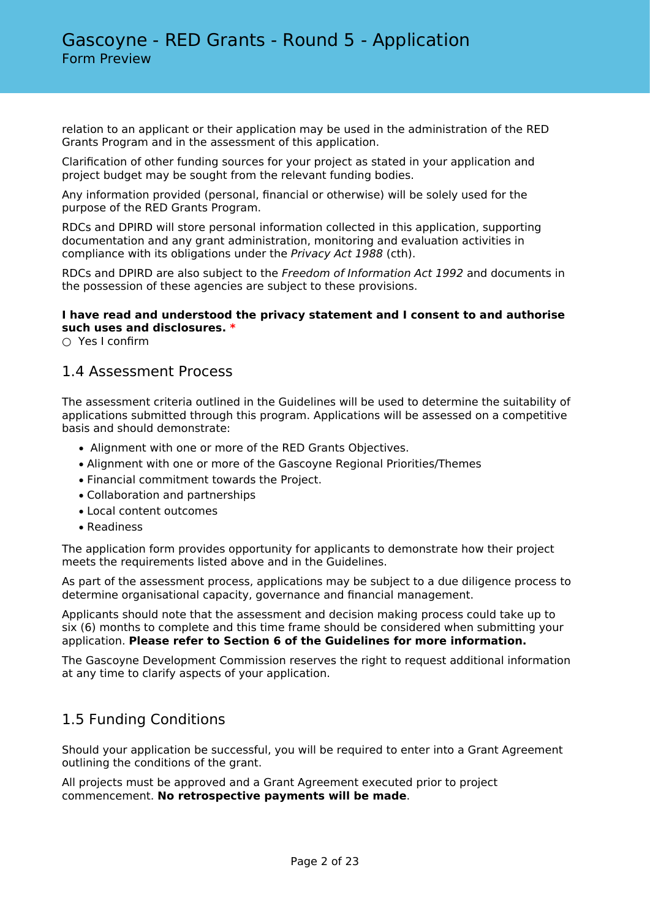relation to an applicant or their application may be used in the administration of the RED Grants Program and in the assessment of this application.

Clarification of other funding sources for your project as stated in your application and project budget may be sought from the relevant funding bodies.

Any information provided (personal, financial or otherwise) will be solely used for the purpose of the RED Grants Program.

RDCs and DPIRD will store personal information collected in this application, supporting documentation and any grant administration, monitoring and evaluation activities in compliance with its obligations under the *Privacy Act 1988* (cth).

RDCs and DPIRD are also subject to the *Freedom of Information Act 1992* and documents in the possession of these agencies are subject to these provisions.

**I have read and understood the privacy statement and I consent to and authorise such uses and disclosures.** *

○ Yes I confirm

## 1.4 Assessment Process

The assessment criteria outlined in the Guidelines will be used to determine the suitability of applications submitted through this program. Applications will be assessed on a competitive basis and should demonstrate:

- Alignment with one or more of the RED Grants Objectives.
- Alignment with one or more of the Gascoyne Regional Priorities/Themes
- Financial commitment towards the Project.
- Collaboration and partnerships
- Local content outcomes
- Readiness

The application form provides opportunity for applicants to demonstrate how their project meets the requirements listed above and in the Guidelines.

As part of the assessment process, applications may be subject to a due diligence process to determine organisational capacity, governance and financial management.

Applicants should note that the assessment and decision making process could take up to six (6) months to complete and this time frame should be considered when submitting your application. **Please refer to Section 6 of the Guidelines for more information.**

The Gascoyne Development Commission reserves the right to request additional information at any time to clarify aspects of your application.

## 1.5 Funding Conditions

Should your application be successful, you will be required to enter into a Grant Agreement outlining the conditions of the grant.

All projects must be approved and a Grant Agreement executed prior to project commencement. **No retrospective payments will be made**.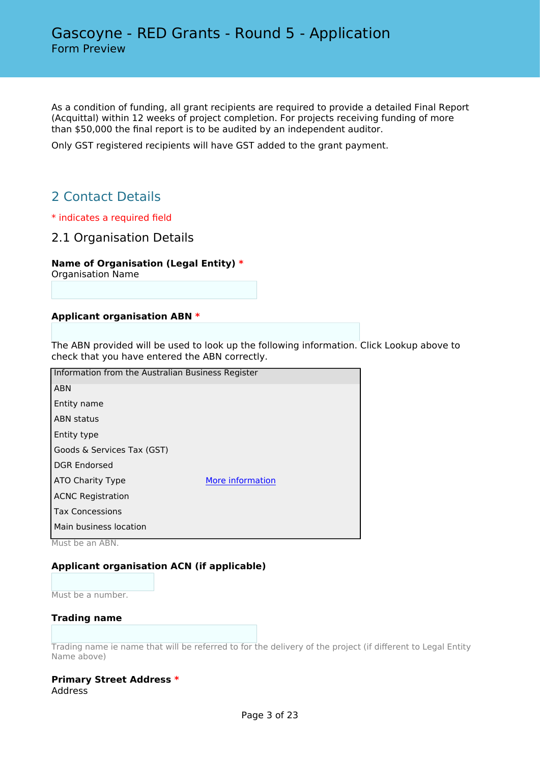As a condition of funding, all grant recipients are required to provide a detailed Final Report (Acquittal) within 12 weeks of project completion. For projects receiving funding of more than $50,000 the final report is to be audited by an independent auditor.

Only GST registered recipients will have GST added to the grant payment.

## 2 Contact Details

* indicates a required field

### 2.1 Organisation Details

**Name of Organisation (Legal Entity) ***
Organisation Name

**Applicant organisation ABN ***

The ABN provided will be used to look up the following information. Click Lookup above to check that you have entered the ABN correctly.

| Information from the Australian Business Register | |
|---|---|
| ABN | |
| Entity name | |
| ABN status | |
| Entity type | |
| Goods & Services Tax (GST) | |
| DGR Endorsed | |
| ATO Charity Type | More information |
| ACNC Registration | |
| Tax Concessions | |
| Main business location | |

Must be an ABN.

**Applicant organisation ACN (if applicable)**

Must be a number.

**Trading name**

Trading name ie name that will be referred to for the delivery of the project (if different to Legal Entity Name above)

**Primary Street Address ***
Address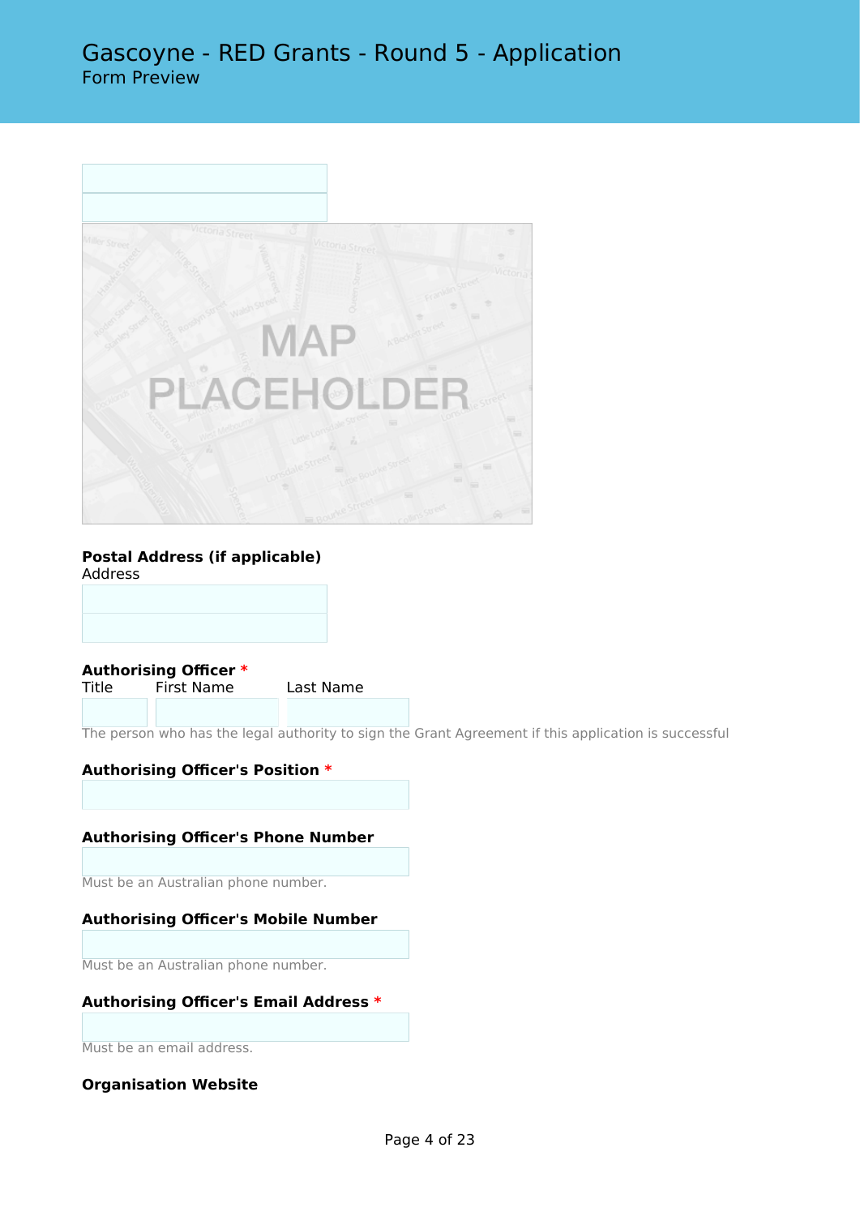MAP PLACEHOLDER

**Postal Address (if applicable)**
Address

**Authorising Officer** *

Title First Name Last Name

The person who has the legal authority to sign the Grant Agreement if this application is successful

**Authorising Officer's Position** *

**Authorising Officer's Phone Number**

Must be an Australian phone number.

**Authorising Officer's Mobile Number**

Must be an Australian phone number.

**Authorising Officer's Email Address** *

Must be an email address.

**Organisation Website**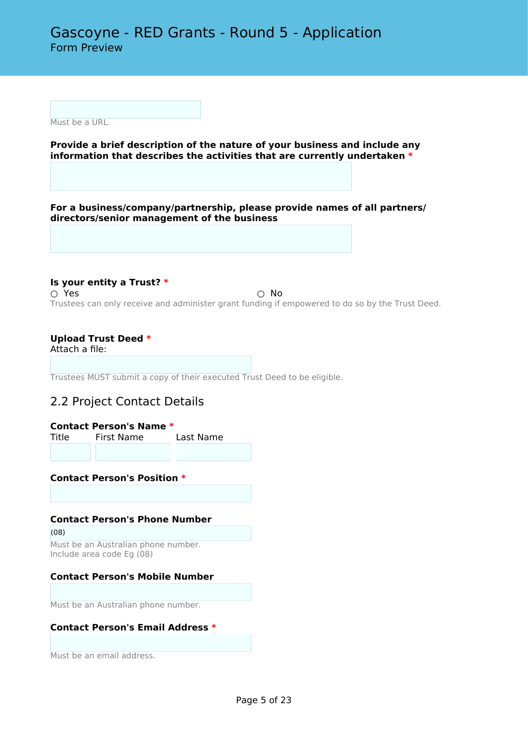Must be a URL.

**Provide a brief description of the nature of your business and include any information that describes the activities that are currently undertaken** *

**For a business/company/partnership, please provide names of all partners/ directors/senior management of the business**

**Is your entity a Trust?** *

○ Yes ○ No

Trustees can only receive and administer grant funding if empowered to do so by the Trust Deed.

**Upload Trust Deed** *

Attach a file:

Trustees MUST submit a copy of their executed Trust Deed to be eligible.

## 2.2 Project Contact Details

**Contact Person's Name** *

Title First Name Last Name

**Contact Person's Position** *

**Contact Person's Phone Number**

(08)

Must be an Australian phone number.
Include area code Eg (08)

**Contact Person's Mobile Number**

Must be an Australian phone number.

**Contact Person's Email Address** *

Must be an email address.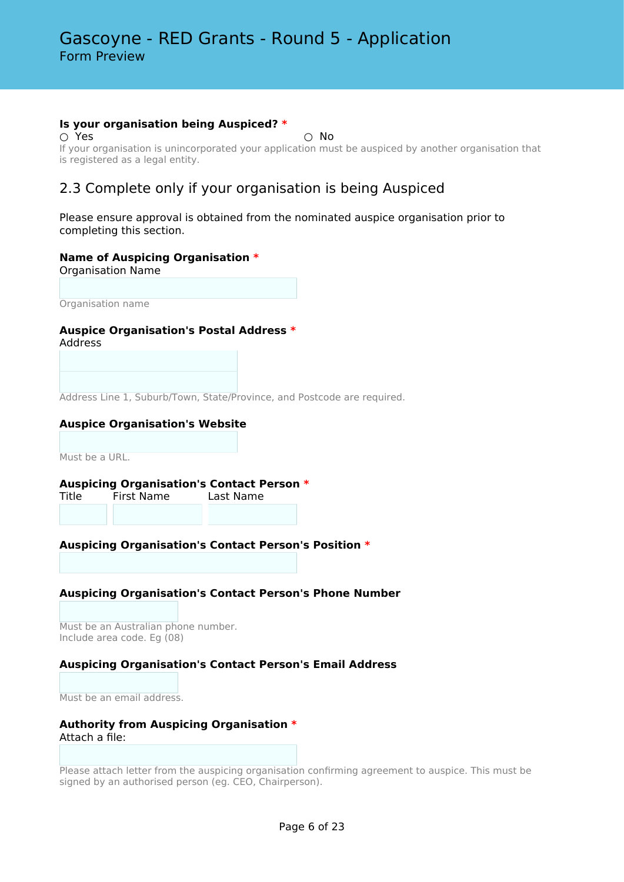**Is your organisation being Auspiced? ***

○ Yes ○ No

If your organisation is unincorporated your application must be auspiced by another organisation that is registered as a legal entity.

## 2.3 Complete only if your organisation is being Auspiced

Please ensure approval is obtained from the nominated auspice organisation prior to completing this section.

**Name of Auspicing Organisation ***

Organisation Name

Organisation name

**Auspice Organisation's Postal Address ***

Address

Address Line 1, Suburb/Town, State/Province, and Postcode are required.

**Auspice Organisation's Website**

Must be a URL.

**Auspicing Organisation's Contact Person ***

Title First Name Last Name

**Auspicing Organisation's Contact Person's Position ***

**Auspicing Organisation's Contact Person's Phone Number**

Must be an Australian phone number.
Include area code. Eg (08)

**Auspicing Organisation's Contact Person's Email Address**

Must be an email address.

**Authority from Auspicing Organisation ***

Attach a file:

Please attach letter from the auspicing organisation confirming agreement to auspice. This must be signed by an authorised person (eg. CEO, Chairperson).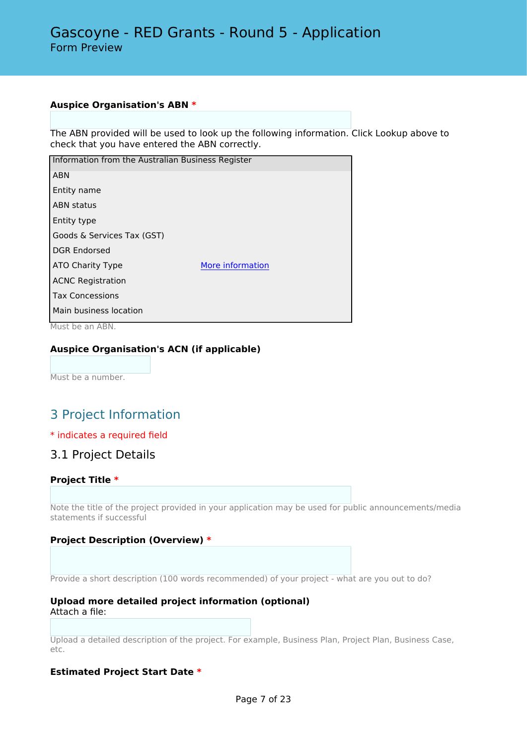# Gascoyne - RED Grants - Round 5 - Application

Form Preview

**Auspice Organisation's ABN** *

The ABN provided will be used to look up the following information. Click Lookup above to check that you have entered the ABN correctly.

| Information from the Australian Business Register | |
|---|---|
| ABN | |
| Entity name | |
| ABN status | |
| Entity type | |
| Goods & Services Tax (GST) | |
| DGR Endorsed | |
| ATO Charity Type | More information |
| ACNC Registration | |
| Tax Concessions | |
| Main business location | |

Must be an ABN.

**Auspice Organisation's ACN (if applicable)**

Must be a number.

## 3 Project Information

* indicates a required field

### 3.1 Project Details

**Project Title** *

Note the title of the project provided in your application may be used for public announcements/media statements if successful

**Project Description (Overview)** *

Provide a short description (100 words recommended) of your project - what are you out to do?

**Upload more detailed project information (optional)**
Attach a file:

Upload a detailed description of the project. For example, Business Plan, Project Plan, Business Case, etc.

**Estimated Project Start Date** *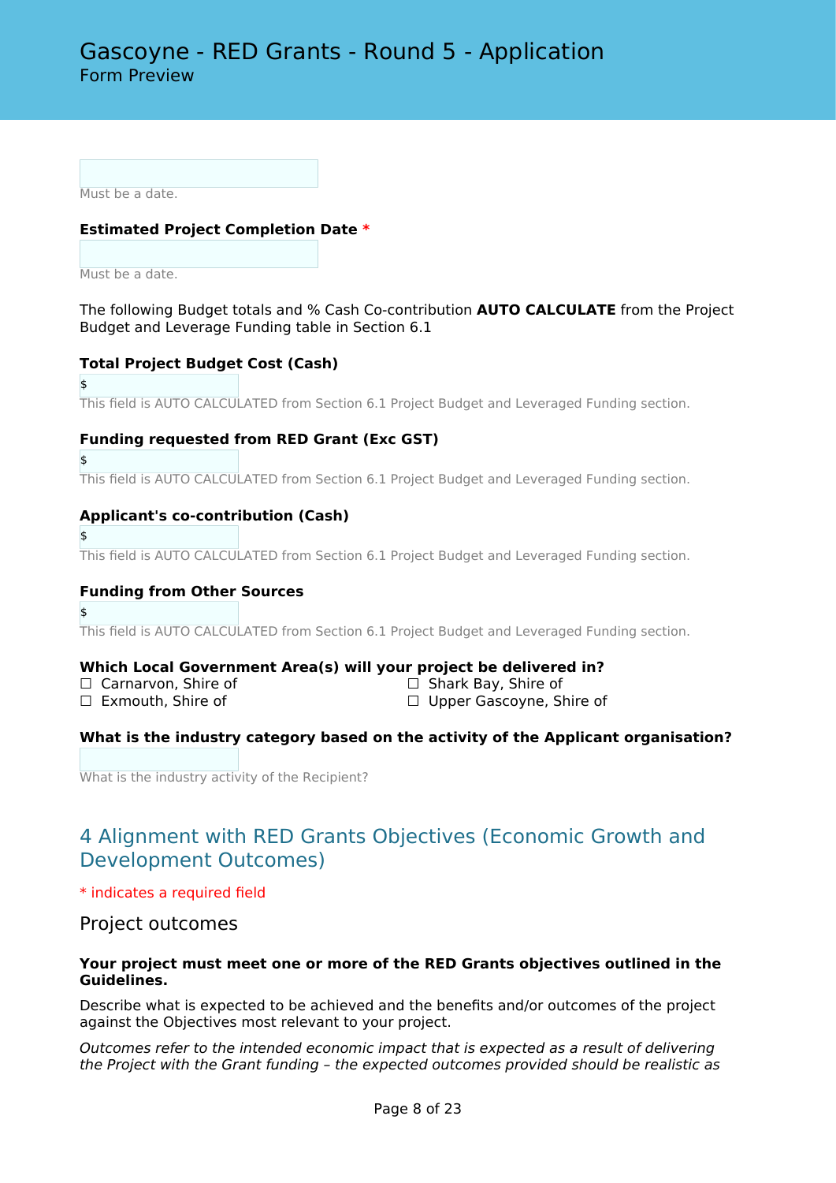Must be a date.

**Estimated Project Completion Date** *

Must be a date.

The following Budget totals and % Cash Co-contribution **AUTO CALCULATE** from the Project Budget and Leverage Funding table in Section 6.1

**Total Project Budget Cost (Cash)**

$

This field is AUTO CALCULATED from Section 6.1 Project Budget and Leveraged Funding section.

**Funding requested from RED Grant (Exc GST)**

$

This field is AUTO CALCULATED from Section 6.1 Project Budget and Leveraged Funding section.

**Applicant's co-contribution (Cash)**

$

This field is AUTO CALCULATED from Section 6.1 Project Budget and Leveraged Funding section.

**Funding from Other Sources**

$

This field is AUTO CALCULATED from Section 6.1 Project Budget and Leveraged Funding section.

**Which Local Government Area(s) will your project be delivered in?**

- ☐ Carnarvon, Shire of
- ☐ Exmouth, Shire of
- ☐ Shark Bay, Shire of
- ☐ Upper Gascoyne, Shire of

**What is the industry category based on the activity of the Applicant organisation?**

What is the industry activity of the Recipient?

## 4 Alignment with RED Grants Objectives (Economic Growth and Development Outcomes)

* indicates a required field

### Project outcomes

**Your project must meet one or more of the RED Grants objectives outlined in the Guidelines.**

Describe what is expected to be achieved and the benefits and/or outcomes of the project against the Objectives most relevant to your project.

*Outcomes refer to the intended economic impact that is expected as a result of delivering the Project with the Grant funding – the expected outcomes provided should be realistic as*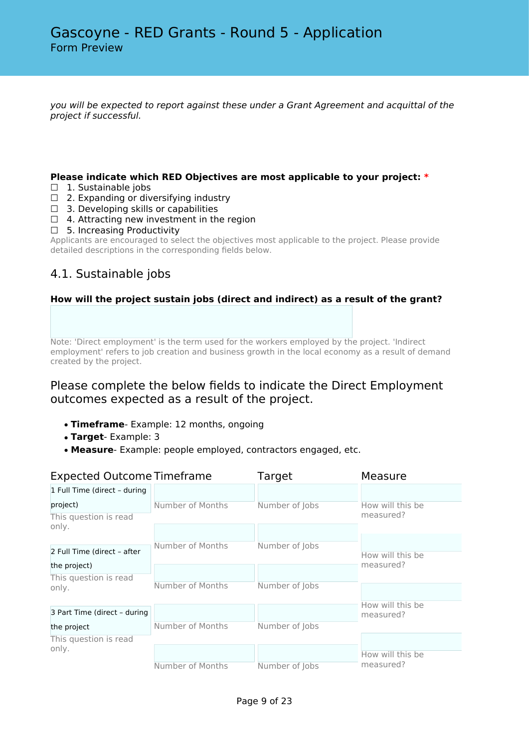*you will be expected to report against these under a Grant Agreement and acquittal of the project if successful.*

**Please indicate which RED Objectives are most applicable to your project:** *

☐ 1. Sustainable jobs
☐ 2. Expanding or diversifying industry
☐ 3. Developing skills or capabilities
☐ 4. Attracting new investment in the region
☐ 5. Increasing Productivity

Applicants are encouraged to select the objectives most applicable to the project. Please provide detailed descriptions in the corresponding fields below.

## 4.1. Sustainable jobs

**How will the project sustain jobs (direct and indirect) as a result of the grant?**

Note: 'Direct employment' is the term used for the workers employed by the project. 'Indirect employment' refers to job creation and business growth in the local economy as a result of demand created by the project.

### Please complete the below fields to indicate the Direct Employment outcomes expected as a result of the project.

- **Timeframe**- Example: 12 months, ongoing
- **Target**- Example: 3
- **Measure**- Example: people employed, contractors engaged, etc.

| Expected Outcome | Timeframe | Target | Measure |
| --- | --- | --- | --- |
| 1 Full Time (direct – during project)<br>This question is read only. | Number of Months | Number of Jobs | How will this be measured? |
| 2 Full Time (direct – after the project)<br>This question is read only. | Number of Months | Number of Jobs | How will this be measured? |
| | Number of Months | Number of Jobs | How will this be measured? |
| 3 Part Time (direct – during the project<br>This question is read only. | Number of Months | Number of Jobs | How will this be measured? |
| | Number of Months | Number of Jobs | |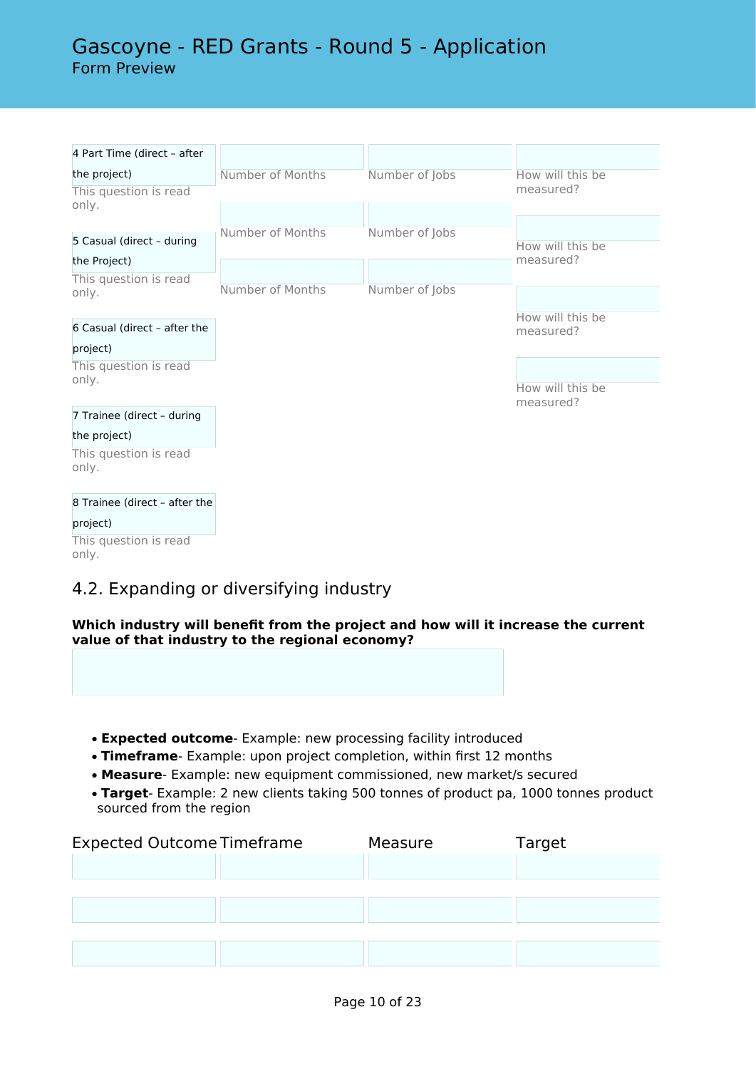| | | | |
|---|---|---|---|
| 4 Part Time (direct – after the project)<br>This question is read only. | Number of Months | Number of Jobs | How will this be measured? |
| 5 Casual (direct – during the Project)<br>This question is read only. | Number of Months | Number of Jobs | How will this be measured? |
| 6 Casual (direct – after the project)<br>This question is read only. | Number of Months | Number of Jobs | How will this be measured? |
| 7 Trainee (direct – during the project)<br>This question is read only. | | | How will this be measured? |
| 8 Trainee (direct – after the project)<br>This question is read only. | | | |

## 4.2. Expanding or diversifying industry

**Which industry will benefit from the project and how will it increase the current value of that industry to the regional economy?**

- **Expected outcome**- Example: new processing facility introduced
- **Timeframe**- Example: upon project completion, within first 12 months
- **Measure**- Example: new equipment commissioned, new market/s secured
- **Target**- Example: 2 new clients taking 500 tonnes of product pa, 1000 tonnes product sourced from the region

| Expected Outcome | Timeframe | Measure | Target |
|---|---|---|---|
| | | | |
| | | | |
| | | | |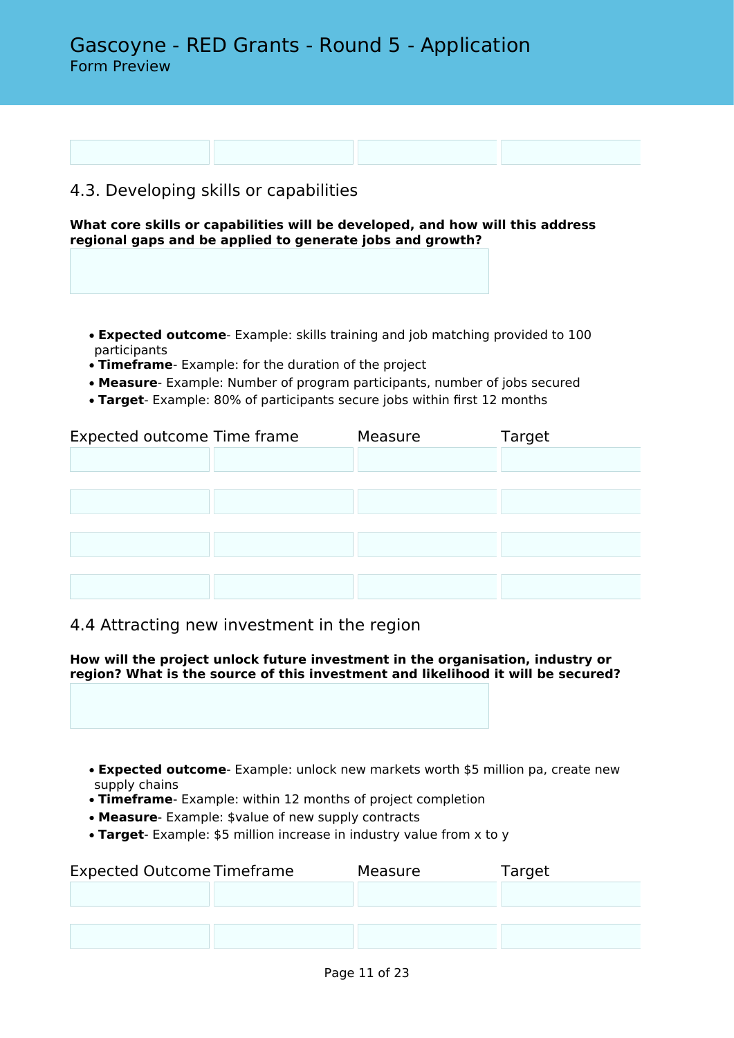| | | | |
|---|---|---|---|
| | | | |

## 4.3. Developing skills or capabilities

**What core skills or capabilities will be developed, and how will this address regional gaps and be applied to generate jobs and growth?**

- **Expected outcome**- Example: skills training and job matching provided to 100 participants
- **Timeframe**- Example: for the duration of the project
- **Measure**- Example: Number of program participants, number of jobs secured
- **Target**- Example: 80% of participants secure jobs within first 12 months

| Expected outcome | Time frame | Measure | Target |
|---|---|---|---|
| | | | |
| | | | |
| | | | |
| | | | |

## 4.4 Attracting new investment in the region

**How will the project unlock future investment in the organisation, industry or region? What is the source of this investment and likelihood it will be secured?**

- **Expected outcome**- Example: unlock new markets worth $5 million pa, create new supply chains
- **Timeframe**- Example: within 12 months of project completion
- **Measure**- Example: $value of new supply contracts
- **Target**- Example: $5 million increase in industry value from x to y

| Expected Outcome | Timeframe | Measure | Target |
|---|---|---|---|
| | | | |
| | | | |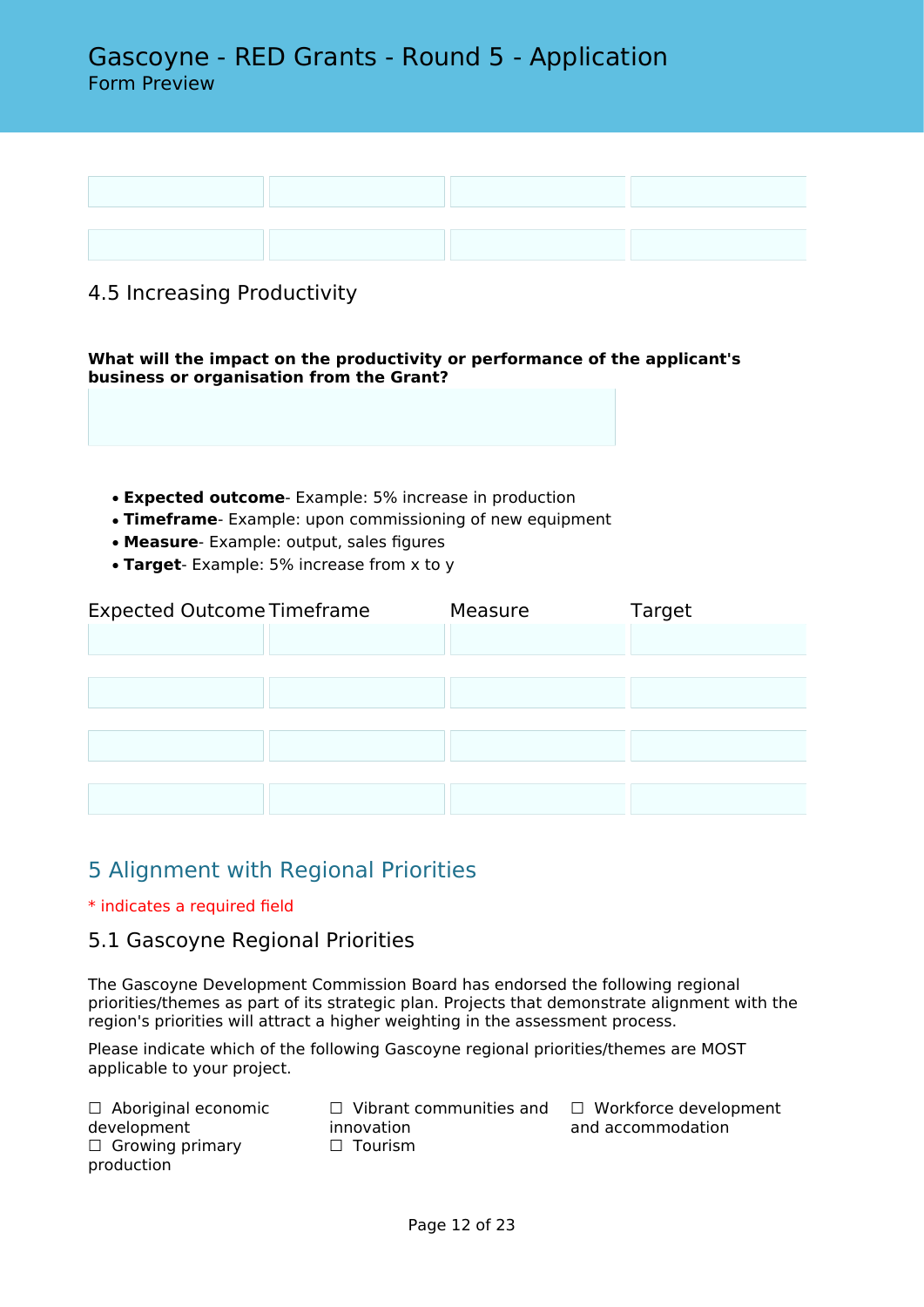|  |  |  |  |
|---|---|---|---|
|  |  |  |  |
|  |  |  |  |

### 4.5 Increasing Productivity

**What will the impact on the productivity or performance of the applicant's business or organisation from the Grant?**

- **Expected outcome**- Example: 5% increase in production
- **Timeframe**- Example: upon commissioning of new equipment
- **Measure**- Example: output, sales figures
- **Target**- Example: 5% increase from x to y

| Expected Outcome | Timeframe | Measure | Target |
|---|---|---|---|
|  |  |  |  |
|  |  |  |  |
|  |  |  |  |
|  |  |  |  |

## 5 Alignment with Regional Priorities

* indicates a required field

### 5.1 Gascoyne Regional Priorities

The Gascoyne Development Commission Board has endorsed the following regional priorities/themes as part of its strategic plan. Projects that demonstrate alignment with the region's priorities will attract a higher weighting in the assessment process.

Please indicate which of the following Gascoyne regional priorities/themes are MOST applicable to your project.

☐ Aboriginal economic development
☐ Growing primary production
☐ Vibrant communities and innovation
☐ Tourism
☐ Workforce development and accommodation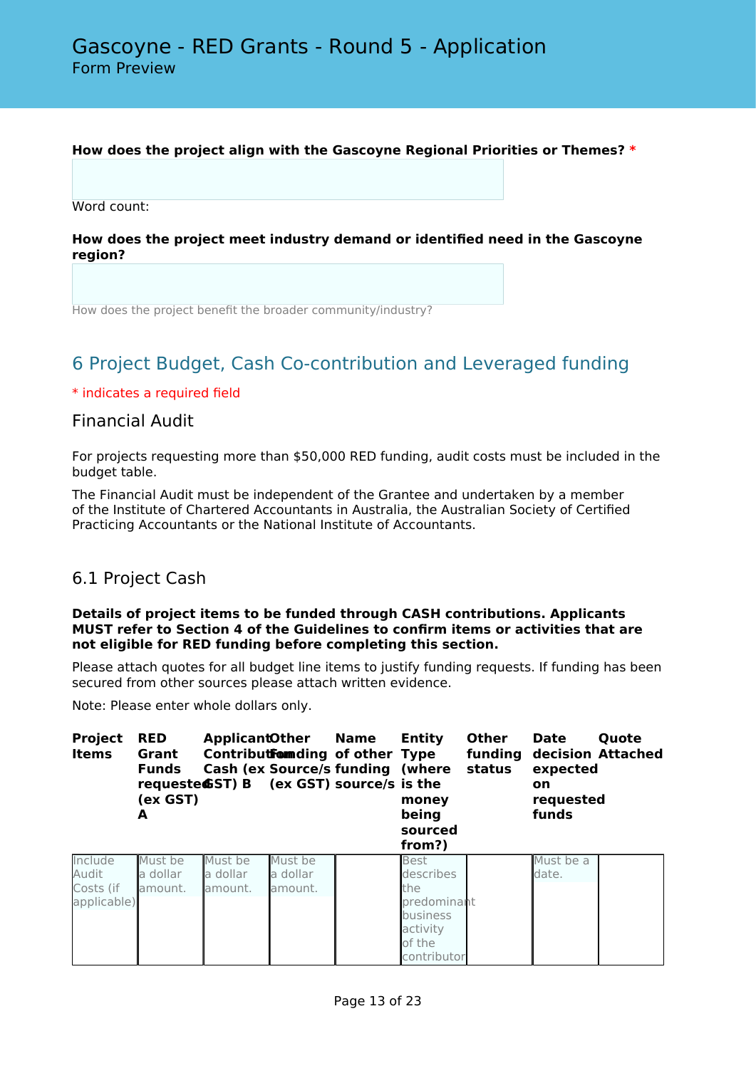**How does the project align with the Gascoyne Regional Priorities or Themes? ***

Word count:

**How does the project meet industry demand or identified need in the Gascoyne region?**

How does the project benefit the broader community/industry?

## 6 Project Budget, Cash Co-contribution and Leveraged funding

* indicates a required field

### Financial Audit

For projects requesting more than $50,000 RED funding, audit costs must be included in the budget table.

The Financial Audit must be independent of the Grantee and undertaken by a member of the Institute of Chartered Accountants in Australia, the Australian Society of Certified Practicing Accountants or the National Institute of Accountants.

### 6.1 Project Cash

**Details of project items to be funded through CASH contributions. Applicants MUST refer to Section 4 of the Guidelines to confirm items or activities that are not eligible for RED funding before completing this section.**

Please attach quotes for all budget line items to justify funding requests. If funding has been secured from other sources please attach written evidence.

Note: Please enter whole dollars only.

| Project Items | RED Grant Funds requested (ex GST) A | Applicant Contribution Cash (ex GST) B | Other Funding Source/s (ex GST) | Name of other funding source/s | Entity Type (where is the money being sourced from?) | Other funding status | Date decision expected on requested funds | Quote Attached |
|---|---|---|---|---|---|---|---|---|
| Include Audit Costs (if applicable) | Must be a dollar amount. | Must be a dollar amount. | Must be a dollar amount. | | Best describes the predominant business activity of the contributor | | Must be a date. | |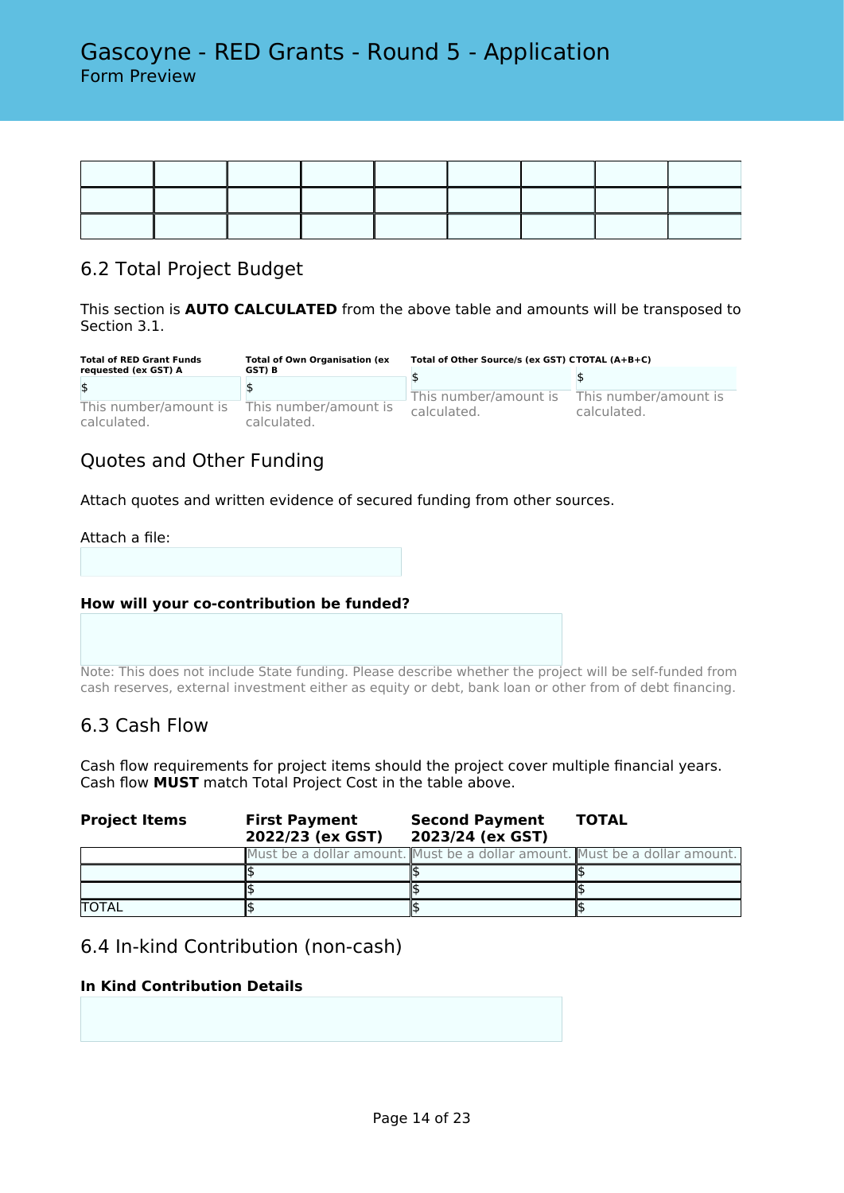| | | | | | | | | |
|---|---|---|---|---|---|---|---|---|
| | | | | | | | | |
| | | | | | | | | |
| | | | | | | | | |

## 6.2 Total Project Budget

This section is **AUTO CALCULATED** from the above table and amounts will be transposed to Section 3.1.

| Total of RED Grant Funds requested (ex GST) A | Total of Own Organisation (ex GST) B | Total of Other Source/s (ex GST) C | TOTAL (A+B+C) |
|---|---|---|---|
| $ | $ | $ | $ |
| This number/amount is calculated. | This number/amount is calculated. | This number/amount is calculated. | This number/amount is calculated. |

## Quotes and Other Funding

Attach quotes and written evidence of secured funding from other sources.

Attach a file:

**How will your co-contribution be funded?**

Note: This does not include State funding. Please describe whether the project will be self-funded from cash reserves, external investment either as equity or debt, bank loan or other from of debt financing.

## 6.3 Cash Flow

Cash flow requirements for project items should the project cover multiple financial years. Cash flow **MUST** match Total Project Cost in the table above.

| Project Items | First Payment 2022/23 (ex GST) | Second Payment 2023/24 (ex GST) | TOTAL |
|---|---|---|---|
| | Must be a dollar amount. | Must be a dollar amount. | Must be a dollar amount. |
| | $ | $ | $ |
| | $ | $ | $ |
| TOTAL | $ | $ | $ |

## 6.4 In-kind Contribution (non-cash)

**In Kind Contribution Details**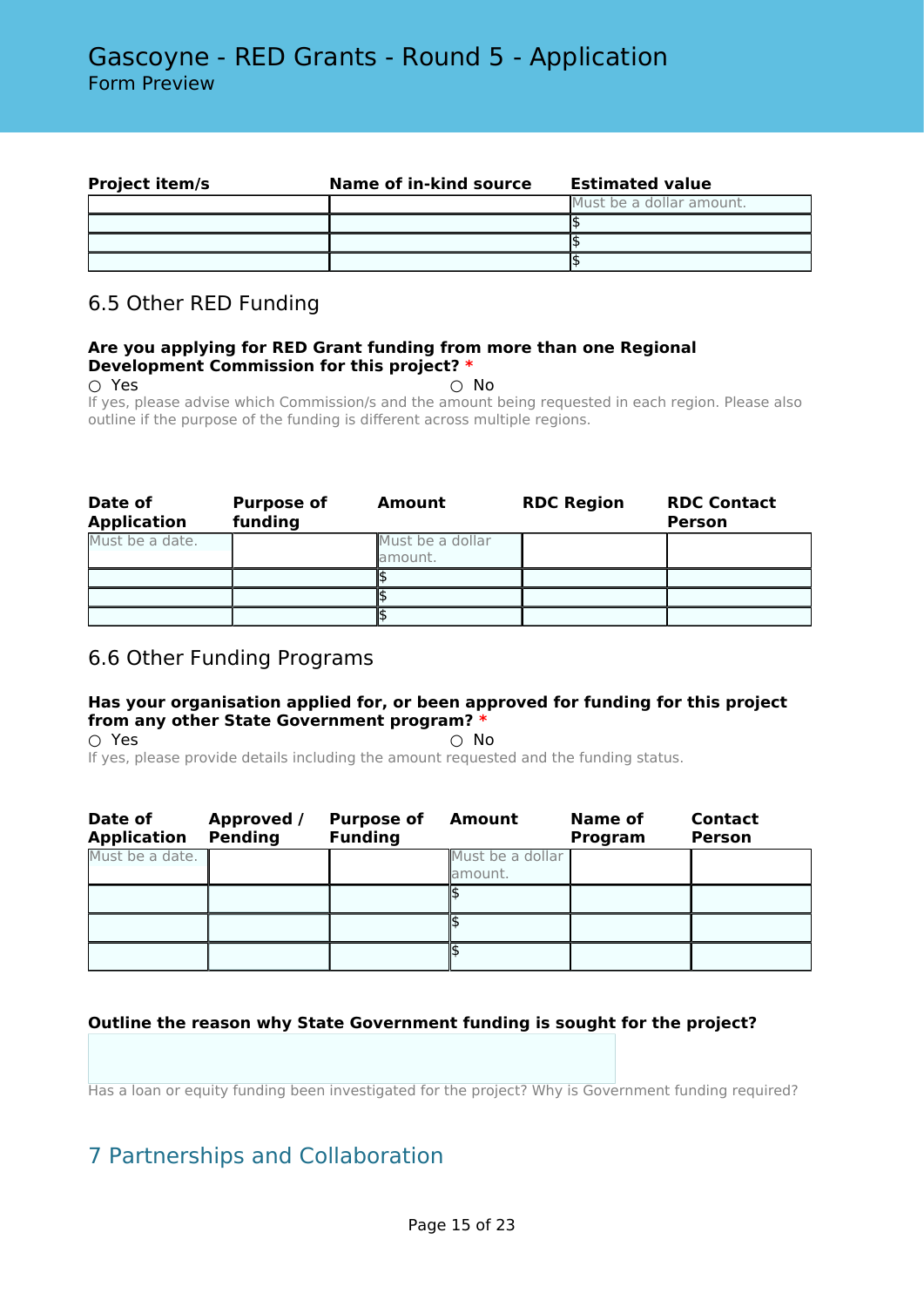| Project item/s | Name of in-kind source | Estimated value |
|---|---|---|
| | | Must be a dollar amount. |
| | | $ |
| | | $ |
| | | $ |

## 6.5 Other RED Funding

**Are you applying for RED Grant funding from more than one Regional Development Commission for this project?** *

○ Yes ○ No

If yes, please advise which Commission/s and the amount being requested in each region. Please also outline if the purpose of the funding is different across multiple regions.

| Date of Application | Purpose of funding | Amount | RDC Region | RDC Contact Person |
|---|---|---|---|---|
| Must be a date. | | Must be a dollar amount. | | |
| | | $ | | |
| | | $ | | |
| | | $ | | |

## 6.6 Other Funding Programs

**Has your organisation applied for, or been approved for funding for this project from any other State Government program?** *

○ Yes ○ No

If yes, please provide details including the amount requested and the funding status.

| Date of Application | Approved / Pending | Purpose of Funding | Amount | Name of Program | Contact Person |
|---|---|---|---|---|---|
| Must be a date. | | | Must be a dollar amount. | | |
| | | | $ | | |
| | | | $ | | |
| | | | $ | | |

**Outline the reason why State Government funding is sought for the project?**

Has a loan or equity funding been investigated for the project? Why is Government funding required?

# 7 Partnerships and Collaboration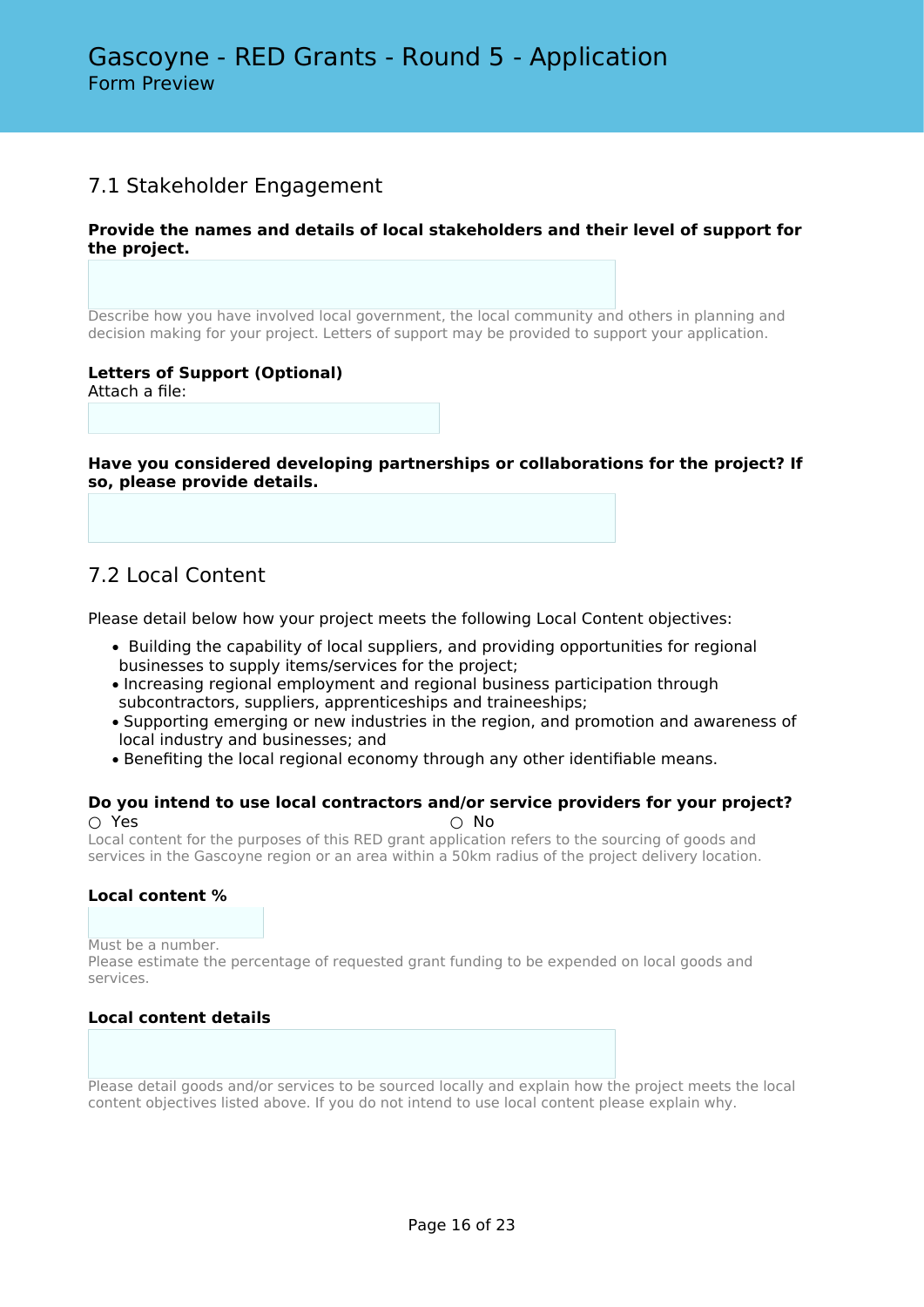## 7.1 Stakeholder Engagement

**Provide the names and details of local stakeholders and their level of support for the project.**

Describe how you have involved local government, the local community and others in planning and decision making for your project. Letters of support may be provided to support your application.

**Letters of Support (Optional)**
Attach a file:

**Have you considered developing partnerships or collaborations for the project? If so, please provide details.**

## 7.2 Local Content

Please detail below how your project meets the following Local Content objectives:

- Building the capability of local suppliers, and providing opportunities for regional businesses to supply items/services for the project;
- Increasing regional employment and regional business participation through subcontractors, suppliers, apprenticeships and traineeships;
- Supporting emerging or new industries in the region, and promotion and awareness of local industry and businesses; and
- Benefiting the local regional economy through any other identifiable means.

**Do you intend to use local contractors and/or service providers for your project?**

○ Yes ○ No

Local content for the purposes of this RED grant application refers to the sourcing of goods and services in the Gascoyne region or an area within a 50km radius of the project delivery location.

**Local content %**

Must be a number.
Please estimate the percentage of requested grant funding to be expended on local goods and services.

**Local content details**

Please detail goods and/or services to be sourced locally and explain how the project meets the local content objectives listed above. If you do not intend to use local content please explain why.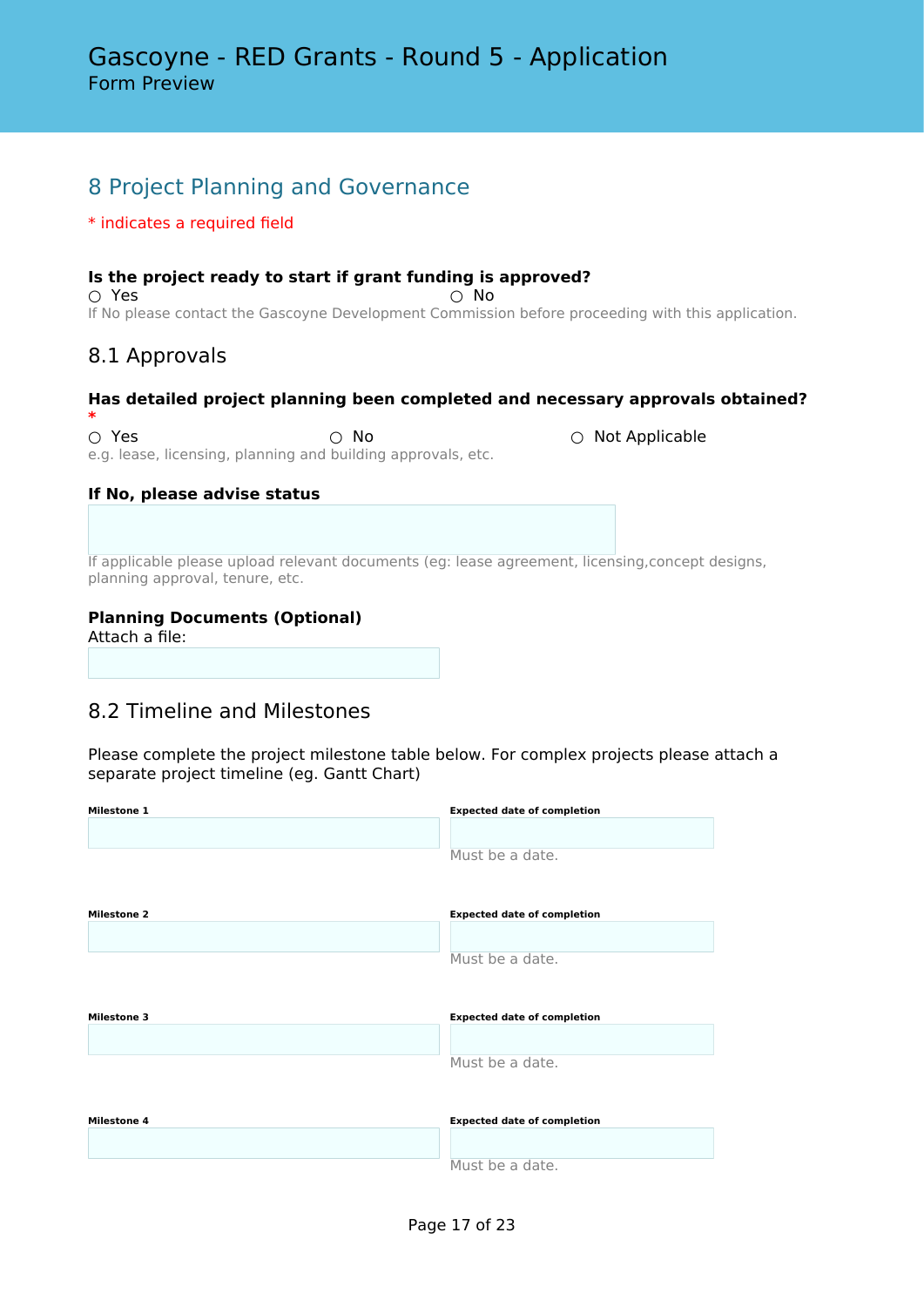# Gascoyne - RED Grants - Round 5 - Application

Form Preview

## 8 Project Planning and Governance

* indicates a required field

**Is the project ready to start if grant funding is approved?**

○ Yes ○ No

If No please contact the Gascoyne Development Commission before proceeding with this application.

### 8.1 Approvals

**Has detailed project planning been completed and necessary approvals obtained?** *

○ Yes ○ No ○ Not Applicable

e.g. lease, licensing, planning and building approvals, etc.

**If No, please advise status**

If applicable please upload relevant documents (eg: lease agreement, licensing,concept designs, planning approval, tenure, etc.

**Planning Documents (Optional)**

Attach a file:

### 8.2 Timeline and Milestones

Please complete the project milestone table below. For complex projects please attach a separate project timeline (eg. Gantt Chart)

**Milestone 1**

**Expected date of completion**

Must be a date.

**Milestone 2**

**Expected date of completion**

Must be a date.

**Milestone 3**

**Expected date of completion**

Must be a date.

**Milestone 4**

**Expected date of completion**

Must be a date.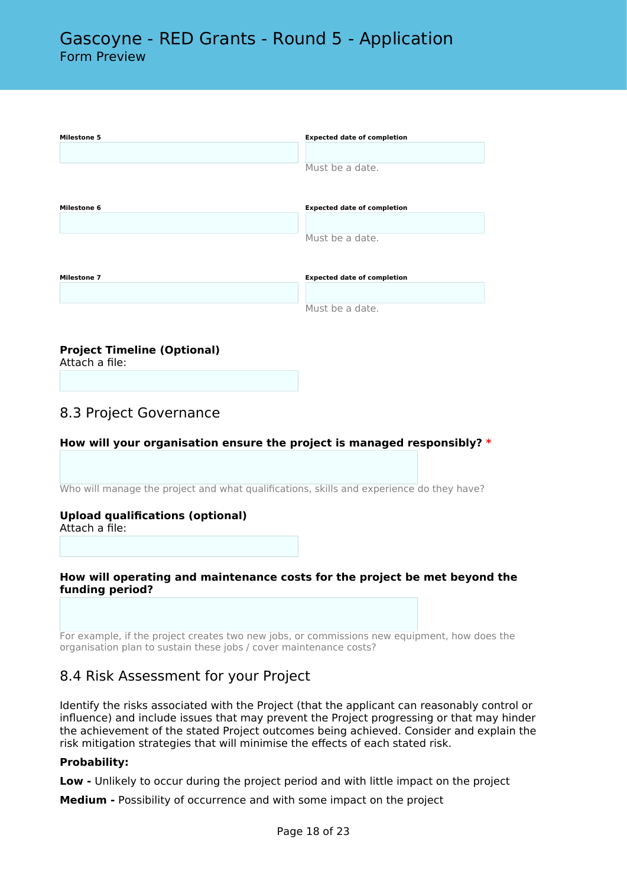**Milestone 5**

**Expected date of completion**

Must be a date.

**Milestone 6**

**Expected date of completion**

Must be a date.

**Milestone 7**

**Expected date of completion**

Must be a date.

**Project Timeline (Optional)**
Attach a file:

## 8.3 Project Governance

**How will your organisation ensure the project is managed responsibly?** *

Who will manage the project and what qualifications, skills and experience do they have?

**Upload qualifications (optional)**
Attach a file:

**How will operating and maintenance costs for the project be met beyond the funding period?**

For example, if the project creates two new jobs, or commissions new equipment, how does the organisation plan to sustain these jobs / cover maintenance costs?

## 8.4 Risk Assessment for your Project

Identify the risks associated with the Project (that the applicant can reasonably control or influence) and include issues that may prevent the Project progressing or that may hinder the achievement of the stated Project outcomes being achieved. Consider and explain the risk mitigation strategies that will minimise the effects of each stated risk.

**Probability:**

**Low -** Unlikely to occur during the project period and with little impact on the project

**Medium -** Possibility of occurrence and with some impact on the project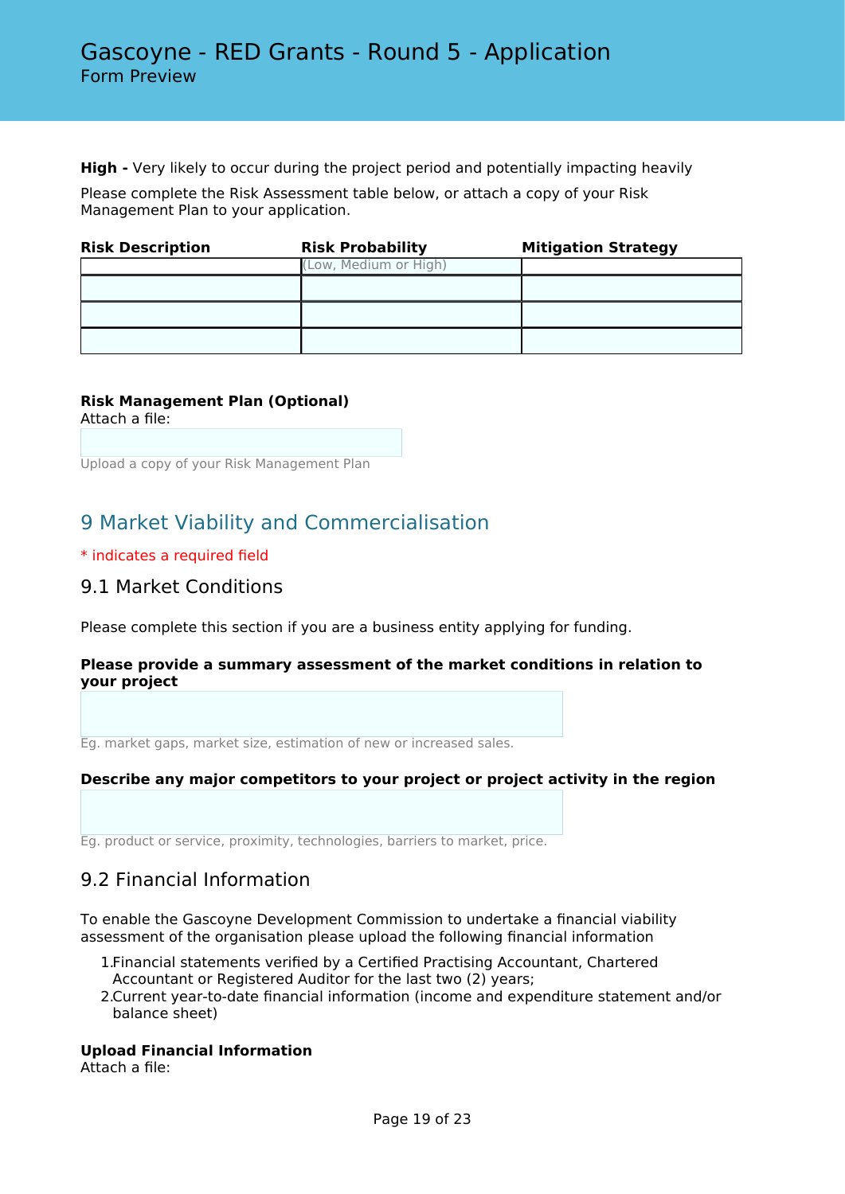**High -** Very likely to occur during the project period and potentially impacting heavily

Please complete the Risk Assessment table below, or attach a copy of your Risk Management Plan to your application.

| Risk Description | Risk Probability | Mitigation Strategy |
| --- | --- | --- |
| | (Low, Medium or High) | |
| | | |
| | | |
| | | |

**Risk Management Plan (Optional)**
Attach a file:

Upload a copy of your Risk Management Plan

## 9 Market Viability and Commercialisation

* indicates a required field

### 9.1 Market Conditions

Please complete this section if you are a business entity applying for funding.

**Please provide a summary assessment of the market conditions in relation to your project**

Eg. market gaps, market size, estimation of new or increased sales.

**Describe any major competitors to your project or project activity in the region**

Eg. product or service, proximity, technologies, barriers to market, price.

### 9.2 Financial Information

To enable the Gascoyne Development Commission to undertake a financial viability assessment of the organisation please upload the following financial information

1. Financial statements verified by a Certified Practising Accountant, Chartered Accountant or Registered Auditor for the last two (2) years;
2. Current year-to-date financial information (income and expenditure statement and/or balance sheet)

**Upload Financial Information**
Attach a file: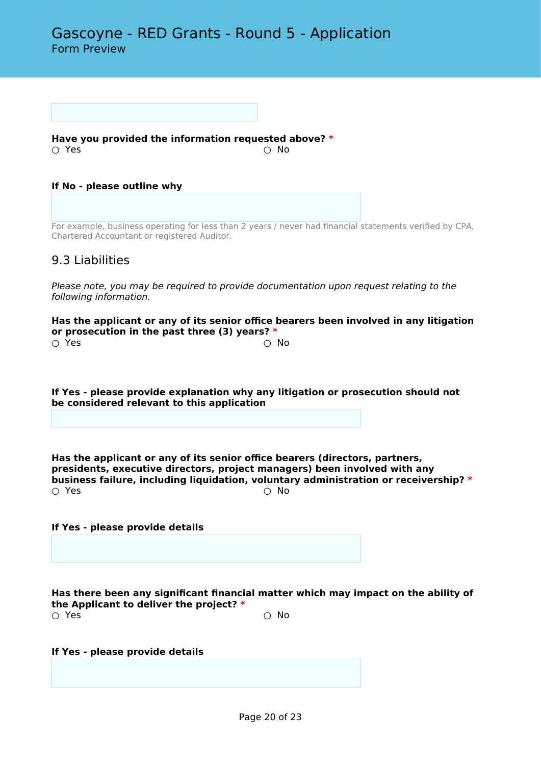**Have you provided the information requested above?** *

○ Yes ○ No

**If No - please outline why**

For example, business operating for less than 2 years / never had financial statements verified by CPA, Chartered Accountant or registered Auditor.

## 9.3 Liabilities

*Please note, you may be required to provide documentation upon request relating to the following information.*

**Has the applicant or any of its senior office bearers been involved in any litigation or prosecution in the past three (3) years?** *

○ Yes ○ No

**If Yes - please provide explanation why any litigation or prosecution should not be considered relevant to this application**

**Has the applicant or any of its senior office bearers (directors, partners, presidents, executive directors, project managers) been involved with any business failure, including liquidation, voluntary administration or receivership?** *

○ Yes ○ No

**If Yes - please provide details**

**Has there been any significant financial matter which may impact on the ability of the Applicant to deliver the project?** *

○ Yes ○ No

**If Yes - please provide details**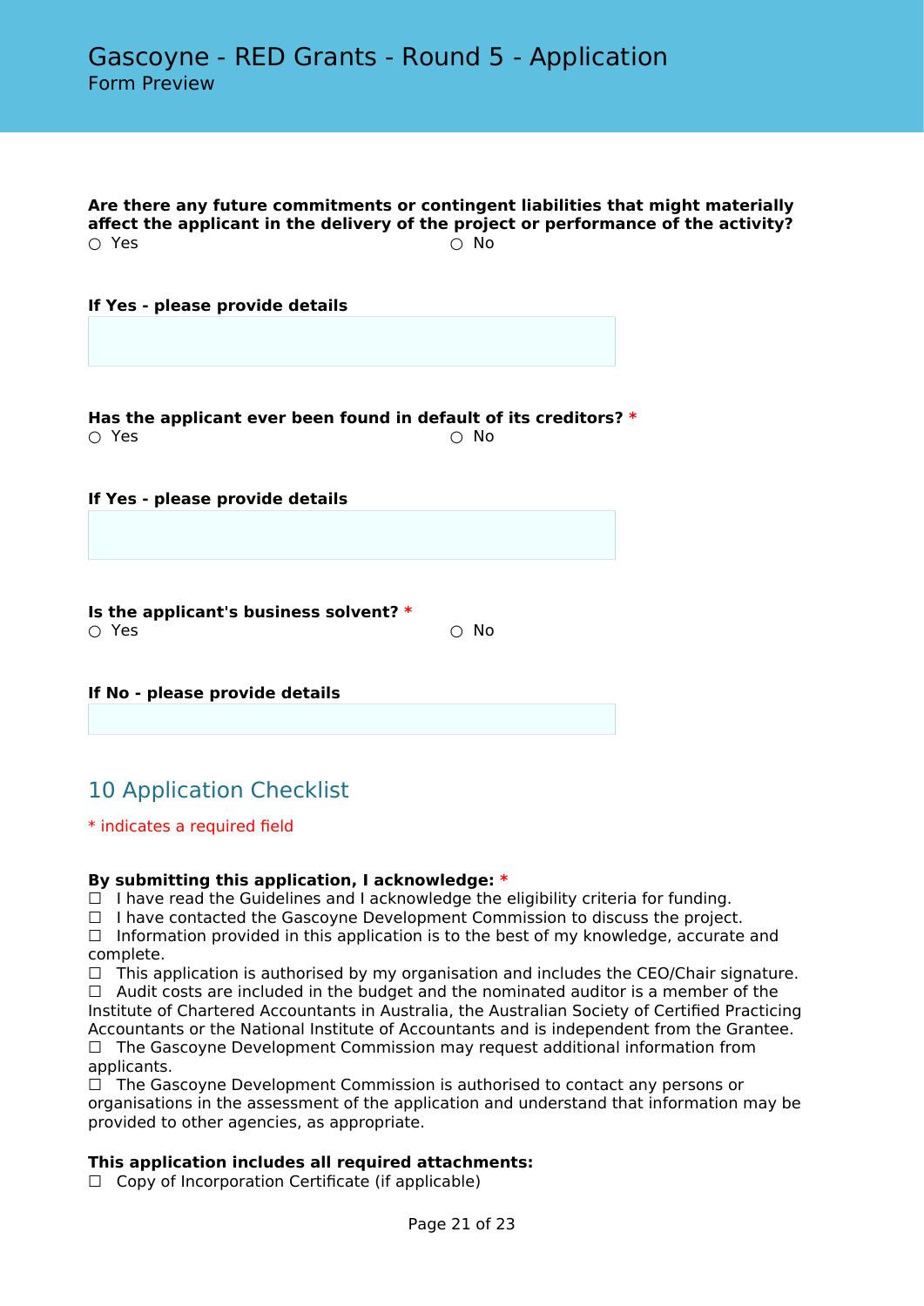**Are there any future commitments or contingent liabilities that might materially affect the applicant in the delivery of the project or performance of the activity?**
○ Yes ○ No

**If Yes - please provide details**

**Has the applicant ever been found in default of its creditors?** *
○ Yes ○ No

**If Yes - please provide details**

**Is the applicant's business solvent?** *
○ Yes ○ No

**If No - please provide details**

## 10 Application Checklist

* indicates a required field

**By submitting this application, I acknowledge:** *
☐ I have read the Guidelines and I acknowledge the eligibility criteria for funding.
☐ I have contacted the Gascoyne Development Commission to discuss the project.
☐ Information provided in this application is to the best of my knowledge, accurate and complete.
☐ This application is authorised by my organisation and includes the CEO/Chair signature.
☐ Audit costs are included in the budget and the nominated auditor is a member of the Institute of Chartered Accountants in Australia, the Australian Society of Certified Practicing Accountants or the National Institute of Accountants and is independent from the Grantee.
☐ The Gascoyne Development Commission may request additional information from applicants.
☐ The Gascoyne Development Commission is authorised to contact any persons or organisations in the assessment of the application and understand that information may be provided to other agencies, as appropriate.

**This application includes all required attachments:**
☐ Copy of Incorporation Certificate (if applicable)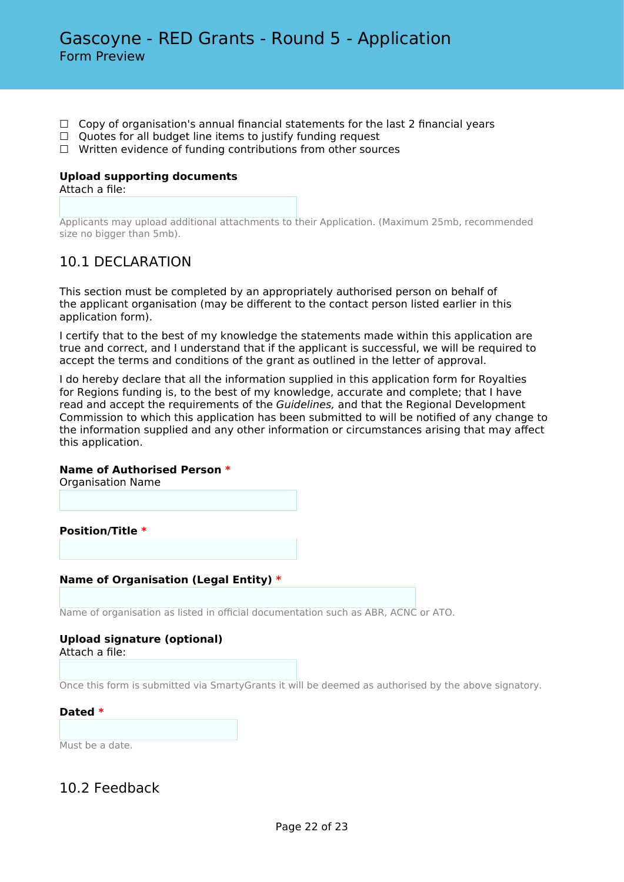☐ Copy of organisation's annual financial statements for the last 2 financial years
☐ Quotes for all budget line items to justify funding request
☐ Written evidence of funding contributions from other sources

**Upload supporting documents**
Attach a file:

Applicants may upload additional attachments to their Application. (Maximum 25mb, recommended size no bigger than 5mb).

## 10.1 DECLARATION

This section must be completed by an appropriately authorised person on behalf of the applicant organisation (may be different to the contact person listed earlier in this application form).

I certify that to the best of my knowledge the statements made within this application are true and correct, and I understand that if the applicant is successful, we will be required to accept the terms and conditions of the grant as outlined in the letter of approval.

I do hereby declare that all the information supplied in this application form for Royalties for Regions funding is, to the best of my knowledge, accurate and complete; that I have read and accept the requirements of the *Guidelines,* and that the Regional Development Commission to which this application has been submitted to will be notified of any change to the information supplied and any other information or circumstances arising that may affect this application.

**Name of Authorised Person** *
Organisation Name

**Position/Title** *

**Name of Organisation (Legal Entity)** *

Name of organisation as listed in official documentation such as ABR, ACNC or ATO.

**Upload signature (optional)**
Attach a file:

Once this form is submitted via SmartyGrants it will be deemed as authorised by the above signatory.

**Dated** *

Must be a date.

## 10.2 Feedback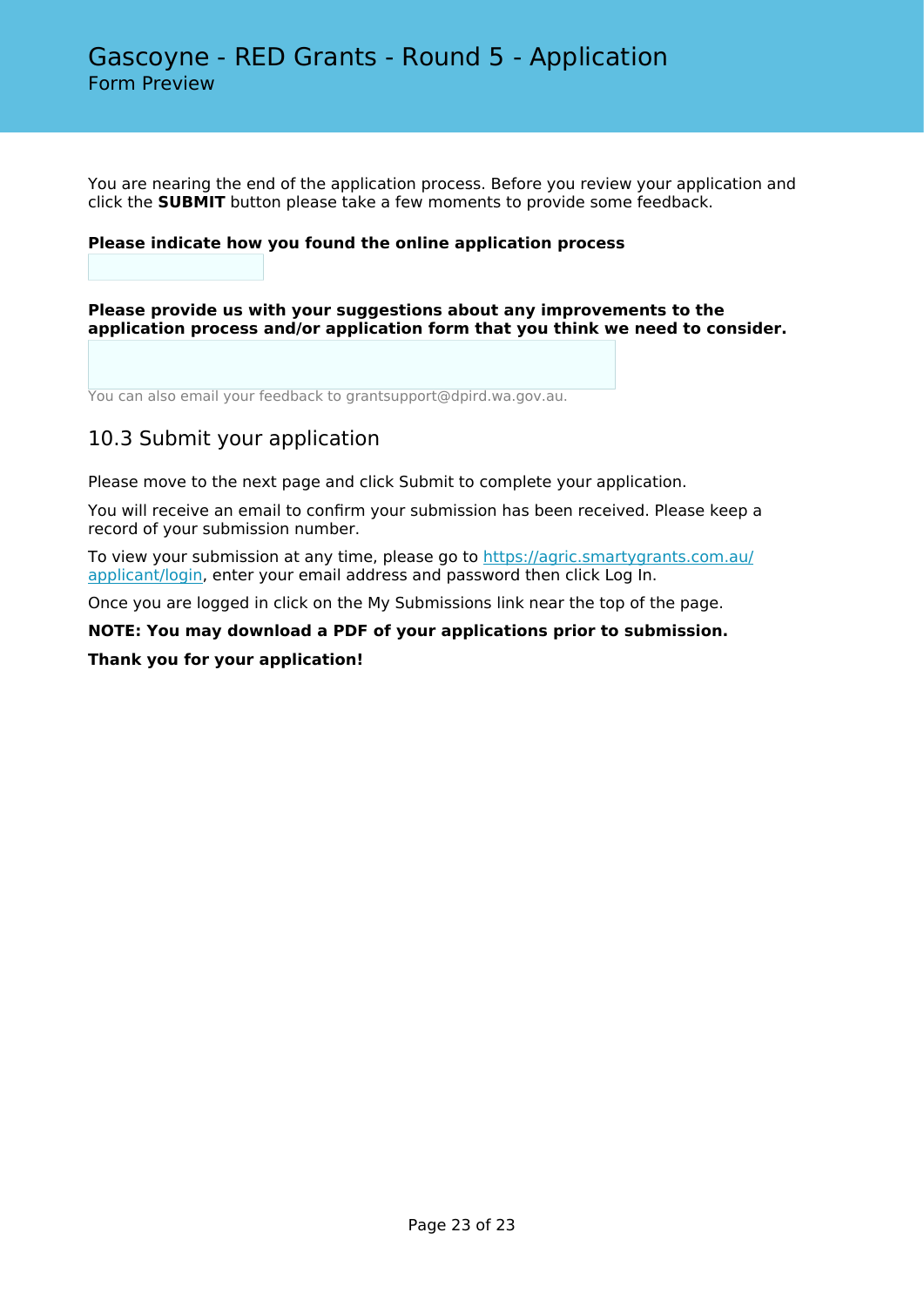You are nearing the end of the application process. Before you review your application and click the **SUBMIT** button please take a few moments to provide some feedback.

**Please indicate how you found the online application process**

**Please provide us with your suggestions about any improvements to the application process and/or application form that you think we need to consider.**

You can also email your feedback to grantsupport@dpird.wa.gov.au.

## 10.3 Submit your application

Please move to the next page and click Submit to complete your application.

You will receive an email to confirm your submission has been received. Please keep a record of your submission number.

To view your submission at any time, please go to [https://agric.smartygrants.com.au/applicant/login](https://agric.smartygrants.com.au/applicant/login), enter your email address and password then click Log In.

Once you are logged in click on the My Submissions link near the top of the page.

**NOTE: You may download a PDF of your applications prior to submission.**

**Thank you for your application!**